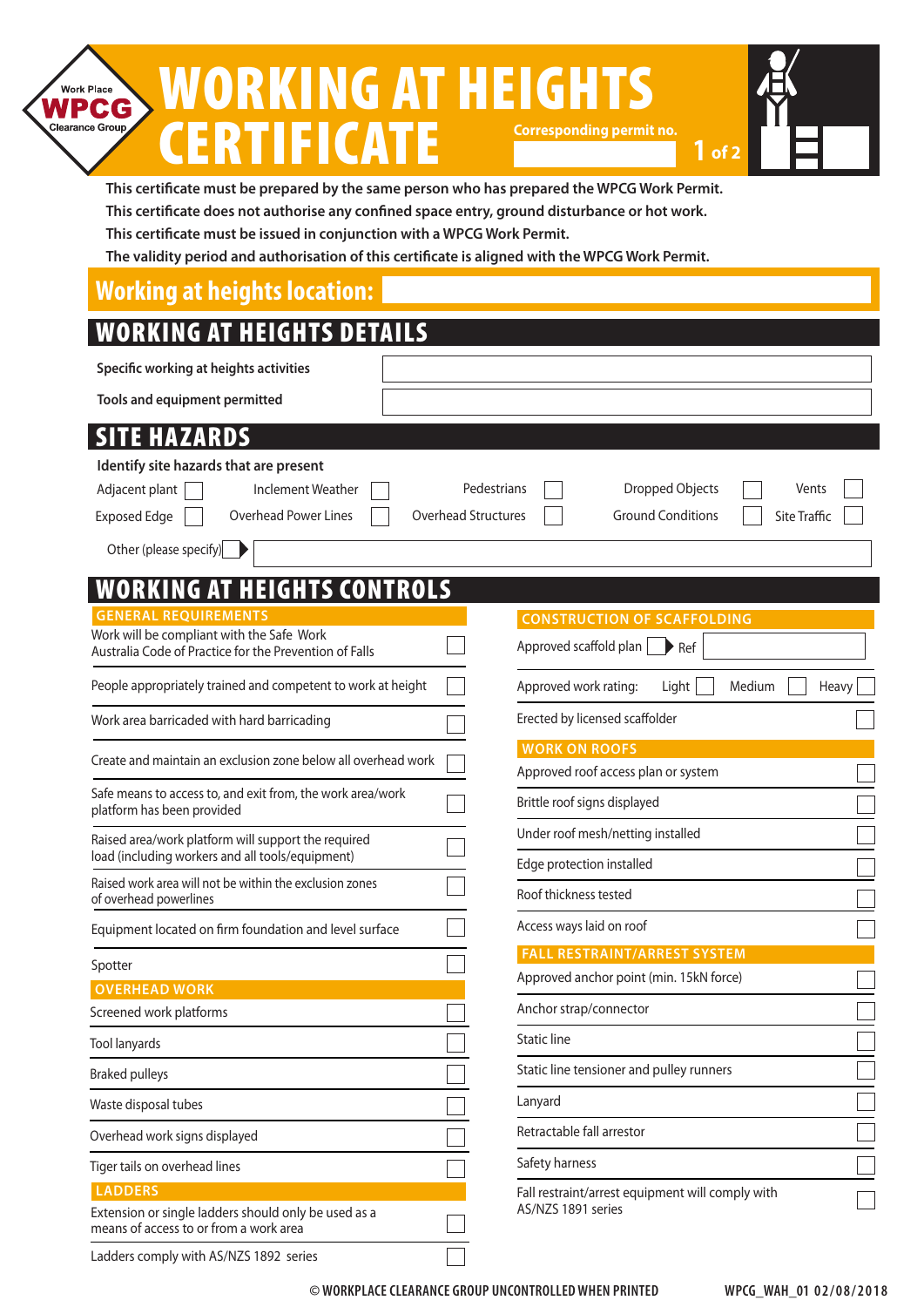Work Place **WPCG** Clearance Group

# WORKING AT HEIGHTS CERTIFICATE

Corresponding permit no. ____________

**This certificate must be prepared by the same person who has prepared the WPCG Work Permit.**
**This certificate does not authorise any confined space entry, ground disturbance or hot work.**
**This certificate must be issued in conjunction with a WPCG Work Permit.**
**The validity period and authorisation of this certificate is aligned with the WPCG Work Permit.**

## Working at heights location: ____________

## WORKING AT HEIGHTS DETAILS

| | |
|---|---|
| **Specific working at heights activities** | |
| **Tools and equipment permitted** | |

## SITE HAZARDS

**Identify site hazards that are present**

| | | | | | | | | | |
|---|---|---|---|---|---|---|---|---|---|
| Adjacent plant | ☐ | Inclement Weather | ☐ | Pedestrians | ☐ | Dropped Objects | ☐ | Vents | ☐ |
| Exposed Edge | ☐ | Overhead Power Lines | ☐ | Overhead Structures | ☐ | Ground Conditions | ☐ | Site Traffic | ☐ |

Other (please specify) ☐ ____________

## WORKING AT HEIGHTS CONTROLS

### GENERAL REQUIREMENTS

| | |
|---|---|
| Work will be compliant with the Safe Work Australia Code of Practice for the Prevention of Falls | ☐ |
| People appropriately trained and competent to work at height | ☐ |
| Work area barricaded with hard barricading | ☐ |
| Create and maintain an exclusion zone below all overhead work | ☐ |
| Safe means to access to, and exit from, the work area/work platform has been provided | ☐ |
| Raised area/work platform will support the required load (including workers and all tools/equipment) | ☐ |
| Raised work area will not be within the exclusion zones of overhead powerlines | ☐ |
| Equipment located on firm foundation and level surface | ☐ |
| Spotter | ☐ |

### OVERHEAD WORK

| | |
|---|---|
| Screened work platforms | ☐ |
| Tool lanyards | ☐ |
| Braked pulleys | ☐ |
| Waste disposal tubes | ☐ |
| Overhead work signs displayed | ☐ |
| Tiger tails on overhead lines | ☐ |

### LADDERS

| | |
|---|---|
| Extension or single ladders should only be used as a means of access to or from a work area | ☐ |
| Ladders comply with AS/NZS 1892 series | ☐ |

### CONSTRUCTION OF SCAFFOLDING

Approved scaffold plan ☐ Ref ____________

Approved work rating: Light ☐ Medium ☐ Heavy ☐

| | |
|---|---|
| Erected by licensed scaffolder | ☐ |

### WORK ON ROOFS

| | |
|---|---|
| Approved roof access plan or system | ☐ |
| Brittle roof signs displayed | ☐ |
| Under roof mesh/netting installed | ☐ |
| Edge protection installed | ☐ |
| Roof thickness tested | ☐ |
| Access ways laid on roof | ☐ |

### FALL RESTRAINT/ARREST SYSTEM

| | |
|---|---|
| Approved anchor point (min. 15kN force) | ☐ |
| Anchor strap/connector | ☐ |
| Static line | ☐ |
| Static line tensioner and pulley runners | ☐ |
| Lanyard | ☐ |
| Retractable fall arrestor | ☐ |
| Safety harness | ☐ |
| Fall restraint/arrest equipment will comply with AS/NZS 1891 series | ☐ |

© WORKPLACE CLEARANCE GROUP UNCONTROLLED WHEN PRINTED WPCG_WAH_01 02/08/2018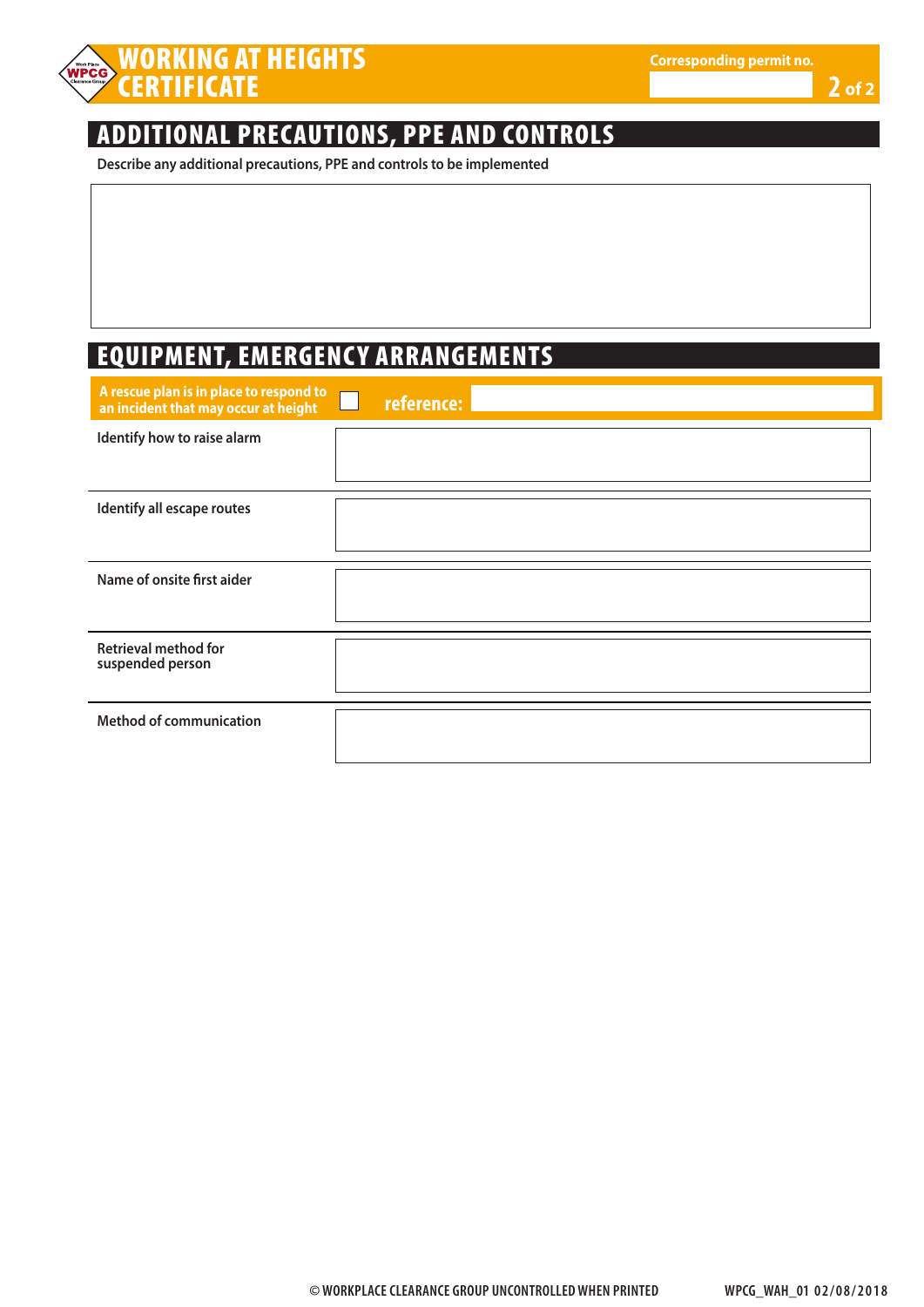# WORKING AT HEIGHTS CERTIFICATE

Corresponding permit no.

## ADDITIONAL PRECAUTIONS, PPE AND CONTROLS

Describe any additional precautions, PPE and controls to be implemented

## EQUIPMENT, EMERGENCY ARRANGEMENTS

| | |
|---|---|
| A rescue plan is in place to respond to an incident that may occur at height ☐ | reference: |
| Identify how to raise alarm | |
| Identify all escape routes | |
| Name of onsite first aider | |
| Retrieval method for suspended person | |
| Method of communication | |

© WORKPLACE CLEARANCE GROUP UNCONTROLLED WHEN PRINTED WPCG_WAH_01 02/08/2018